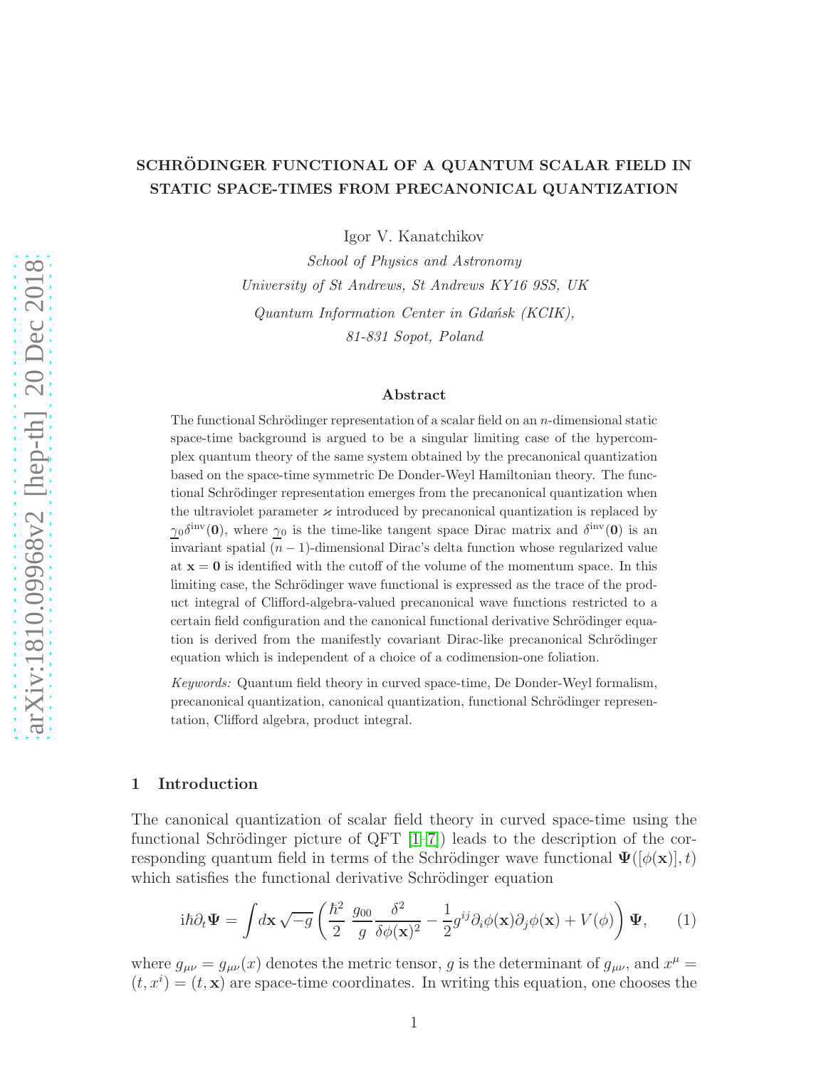# SCHRÖDINGER FUNCTIONAL OF A QUANTUM SCALAR FIELD IN STATIC SPACE-TIMES FROM PRECANONICAL QUANTIZATION

Igor V. Kanatchikov

*School of Physics and Astronomy*
*University of St Andrews, St Andrews KY16 9SS, UK*
*Quantum Information Center in Gdańsk (KCIK),*
*81-831 Sopot, Poland*

### Abstract

The functional Schrödinger representation of a scalar field on an $n$-dimensional static space-time background is argued to be a singular limiting case of the hypercomplex quantum theory of the same system obtained by the precanonical quantization based on the space-time symmetric De Donder-Weyl Hamiltonian theory. The functional Schrödinger representation emerges from the precanonical quantization when the ultraviolet parameter $\varkappa$ introduced by precanonical quantization is replaced by $\underline{\gamma}_0\delta^{\rm inv}(\mathbf{0})$, where $\underline{\gamma}_0$ is the time-like tangent space Dirac matrix and $\delta^{\rm inv}(\mathbf{0})$ is an invariant spatial $(n-1)$-dimensional Dirac's delta function whose regularized value at $\mathbf{x} = \mathbf{0}$ is identified with the cutoff of the volume of the momentum space. In this limiting case, the Schrödinger wave functional is expressed as the trace of the product integral of Clifford-algebra-valued precanonical wave functions restricted to a certain field configuration and the canonical functional derivative Schrödinger equation is derived from the manifestly covariant Dirac-like precanonical Schrödinger equation which is independent of a choice of a codimension-one foliation.

*Keywords:* Quantum field theory in curved space-time, De Donder-Weyl formalism, precanonical quantization, canonical quantization, functional Schrödinger representation, Clifford algebra, product integral.

## 1 Introduction

The canonical quantization of scalar field theory in curved space-time using the functional Schrödinger picture of QFT [1–7]) leads to the description of the corresponding quantum field in terms of the Schrödinger wave functional $\mathbf{\Psi}([\phi(\mathbf{x})], t)$ which satisfies the functional derivative Schrödinger equation

$$\mathrm{i}\hbar\partial_t\mathbf{\Psi} = \int d\mathbf{x}\,\sqrt{-g}\left(\frac{\hbar^2}{2}\,\frac{g_{00}}{g}\frac{\delta^2}{\delta\phi(\mathbf{x})^2} - \frac{1}{2}g^{ij}\partial_i\phi(\mathbf{x})\partial_j\phi(\mathbf{x}) + V(\phi)\right)\mathbf{\Psi}, \qquad (1)$$

where $g_{\mu\nu} = g_{\mu\nu}(x)$ denotes the metric tensor, $g$ is the determinant of $g_{\mu\nu}$, and $x^\mu = (t, x^i) = (t, \mathbf{x})$ are space-time coordinates. In writing this equation, one chooses the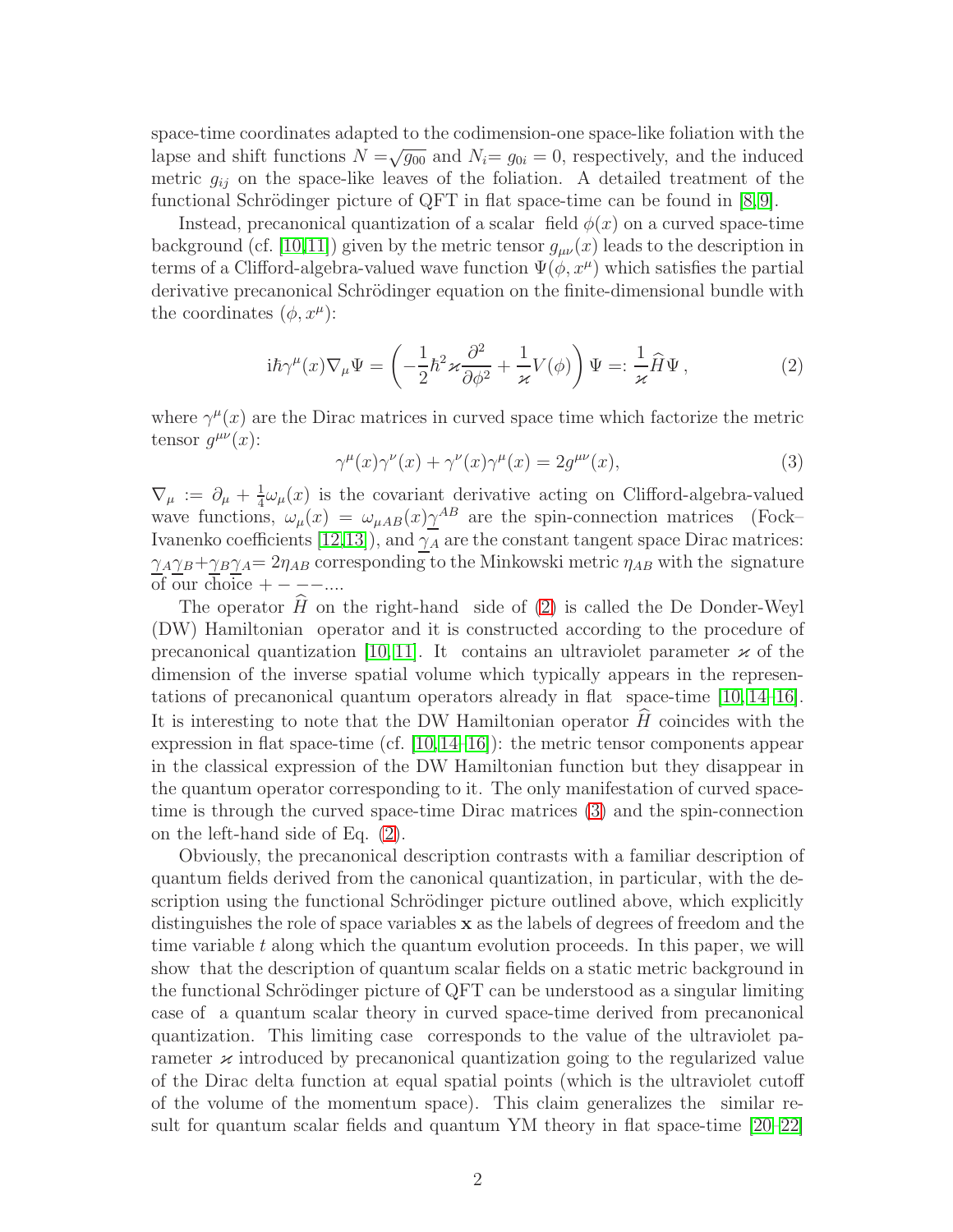space-time coordinates adapted to the codimension-one space-like foliation with the lapse and shift functions $N = \sqrt{g_{00}}$ and $N_i = g_{0i} = 0$, respectively, and the induced metric $g_{ij}$ on the space-like leaves of the foliation. A detailed treatment of the functional Schrödinger picture of QFT in flat space-time can be found in [8,9].

Instead, precanonical quantization of a scalar field $\phi(x)$ on a curved space-time background (cf. [10,11]) given by the metric tensor $g_{\mu\nu}(x)$ leads to the description in terms of a Clifford-algebra-valued wave function $\Psi(\phi, x^\mu)$ which satisfies the partial derivative precanonical Schrödinger equation on the finite-dimensional bundle with the coordinates $(\phi, x^\mu)$:

$$
\mathrm{i}\hbar\gamma^\mu(x)\nabla_\mu\Psi = \left(-\frac{1}{2}\hbar^2\varkappa\frac{\partial^2}{\partial\phi^2} + \frac{1}{\varkappa}V(\phi)\right)\Psi =: \frac{1}{\varkappa}\widehat{H}\Psi\,, \tag{2}
$$

where $\gamma^\mu(x)$ are the Dirac matrices in curved space time which factorize the metric tensor $g^{\mu\nu}(x)$:

$$
\gamma^\mu(x)\gamma^\nu(x) + \gamma^\nu(x)\gamma^\mu(x) = 2g^{\mu\nu}(x), \tag{3}
$$

$\nabla_\mu := \partial_\mu + \frac{1}{4}\omega_\mu(x)$ is the covariant derivative acting on Clifford-algebra-valued wave functions, $\omega_\mu(x) = \omega_{\mu AB}(x)\underline{\gamma}^{AB}$ are the spin-connection matrices (Fock–Ivanenko coefficients [12,13]), and $\underline{\gamma}_A$ are the constant tangent space Dirac matrices: $\underline{\gamma}_A\underline{\gamma}_B + \underline{\gamma}_B\underline{\gamma}_A = 2\eta_{AB}$ corresponding to the Minkowski metric $\eta_{AB}$ with the signature of our choice $+ - - -....$

The operator $\widehat{H}$ on the right-hand side of (2) is called the De Donder-Weyl (DW) Hamiltonian operator and it is constructed according to the procedure of precanonical quantization [10,11]. It contains an ultraviolet parameter $\varkappa$ of the dimension of the inverse spatial volume which typically appears in the representations of precanonical quantum operators already in flat space-time [10,14–16]. It is interesting to note that the DW Hamiltonian operator $\widehat{H}$ coincides with the expression in flat space-time (cf. [10,14–16]): the metric tensor components appear in the classical expression of the DW Hamiltonian function but they disappear in the quantum operator corresponding to it. The only manifestation of curved space-time is through the curved space-time Dirac matrices (3) and the spin-connection on the left-hand side of Eq. (2).

Obviously, the precanonical description contrasts with a familiar description of quantum fields derived from the canonical quantization, in particular, with the description using the functional Schrödinger picture outlined above, which explicitly distinguishes the role of space variables $\mathbf{x}$ as the labels of degrees of freedom and the time variable $t$ along which the quantum evolution proceeds. In this paper, we will show that the description of quantum scalar fields on a static metric background in the functional Schrödinger picture of QFT can be understood as a singular limiting case of a quantum scalar theory in curved space-time derived from precanonical quantization. This limiting case corresponds to the value of the ultraviolet parameter $\varkappa$ introduced by precanonical quantization going to the regularized value of the Dirac delta function at equal spatial points (which is the ultraviolet cutoff of the volume of the momentum space). This claim generalizes the similar result for quantum scalar fields and quantum YM theory in flat space-time [20–22]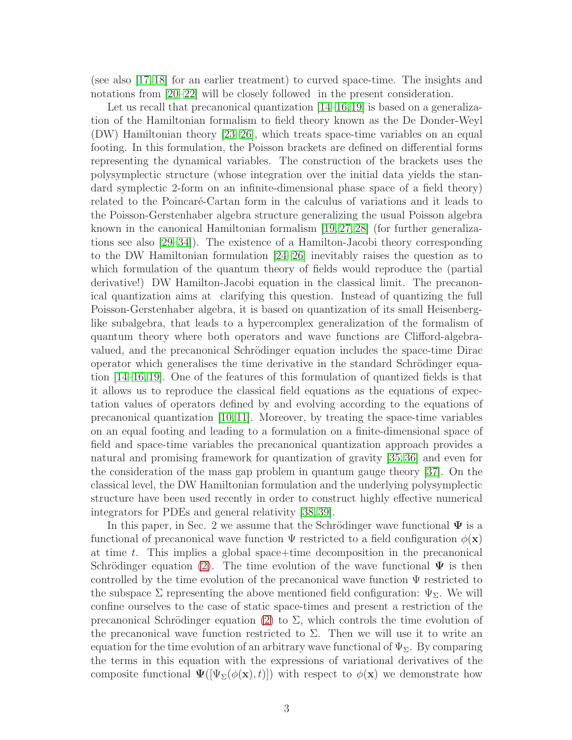(see also [17,18] for an earlier treatment) to curved space-time. The insights and notations from [20–22] will be closely followed in the present consideration.

Let us recall that precanonical quantization [14–16,19] is based on a generalization of the Hamiltonian formalism to field theory known as the De Donder-Weyl (DW) Hamiltonian theory [23–26], which treats space-time variables on an equal footing. In this formulation, the Poisson brackets are defined on differential forms representing the dynamical variables. The construction of the brackets uses the polysymplectic structure (whose integration over the initial data yields the standard symplectic 2-form on an infinite-dimensional phase space of a field theory) related to the Poincaré-Cartan form in the calculus of variations and it leads to the Poisson-Gerstenhaber algebra structure generalizing the usual Poisson algebra known in the canonical Hamiltonian formalism [19,27,28] (for further generalizations see also [29–34]). The existence of a Hamilton-Jacobi theory corresponding to the DW Hamiltonian formulation [24–26] inevitably raises the question as to which formulation of the quantum theory of fields would reproduce the (partial derivative!) DW Hamilton-Jacobi equation in the classical limit. The precanonical quantization aims at clarifying this question. Instead of quantizing the full Poisson-Gerstenhaber algebra, it is based on quantization of its small Heisenberg-like subalgebra, that leads to a hypercomplex generalization of the formalism of quantum theory where both operators and wave functions are Clifford-algebra-valued, and the precanonical Schrödinger equation includes the space-time Dirac operator which generalises the time derivative in the standard Schrödinger equation [14–16,19]. One of the features of this formulation of quantized fields is that it allows us to reproduce the classical field equations as the equations of expectation values of operators defined by and evolving according to the equations of precanonical quantization [10,11]. Moreover, by treating the space-time variables on an equal footing and leading to a formulation on a finite-dimensional space of field and space-time variables the precanonical quantization approach provides a natural and promising framework for quantization of gravity [35,36] and even for the consideration of the mass gap problem in quantum gauge theory [37]. On the classical level, the DW Hamiltonian formulation and the underlying polysymplectic structure have been used recently in order to construct highly effective numerical integrators for PDEs and general relativity [38,39].

In this paper, in Sec. 2 we assume that the Schrödinger wave functional $\mathbf{\Psi}$ is a functional of precanonical wave function $\Psi$ restricted to a field configuration $\phi(\mathbf{x})$ at time $t$. This implies a global space+time decomposition in the precanonical Schrödinger equation (2). The time evolution of the wave functional $\mathbf{\Psi}$ is then controlled by the time evolution of the precanonical wave function $\Psi$ restricted to the subspace $\Sigma$ representing the above mentioned field configuration: $\Psi_\Sigma$. We will confine ourselves to the case of static space-times and present a restriction of the precanonical Schrödinger equation (2) to $\Sigma$, which controls the time evolution of the precanonical wave function restricted to $\Sigma$. Then we will use it to write an equation for the time evolution of an arbitrary wave functional of $\Psi_\Sigma$. By comparing the terms in this equation with the expressions of variational derivatives of the composite functional $\mathbf{\Psi}([\Psi_\Sigma(\phi(\mathbf{x}), t)])$ with respect to $\phi(\mathbf{x})$ we demonstrate how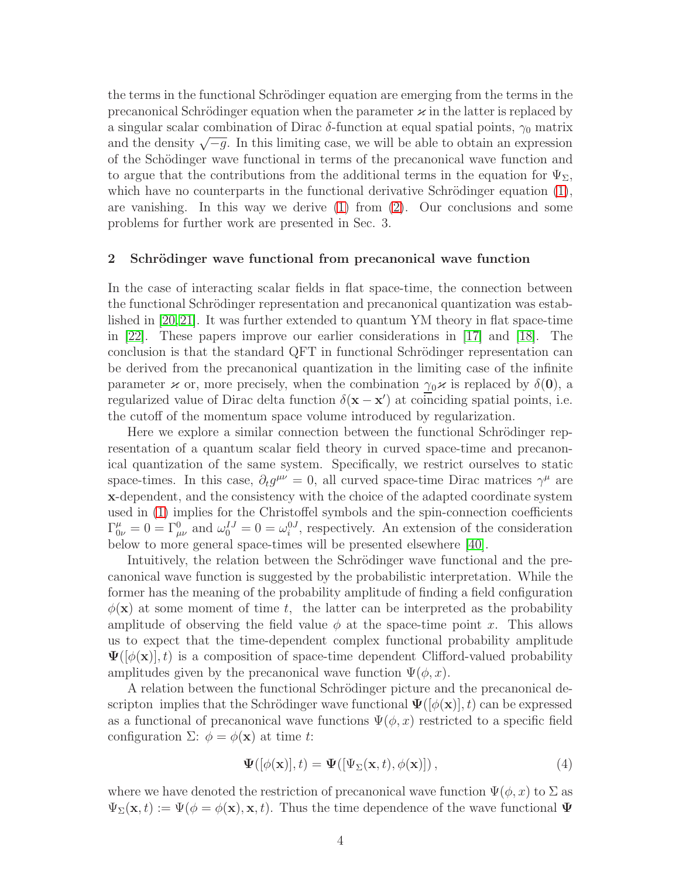the terms in the functional Schrödinger equation are emerging from the terms in the precanonical Schrödinger equation when the parameter $\varkappa$ in the latter is replaced by a singular scalar combination of Dirac $\delta$-function at equal spatial points, $\gamma_0$ matrix and the density $\sqrt{-g}$. In this limiting case, we will be able to obtain an expression of the Schödinger wave functional in terms of the precanonical wave function and to argue that the contributions from the additional terms in the equation for $\Psi_\Sigma$, which have no counterparts in the functional derivative Schrödinger equation (1), are vanishing. In this way we derive (1) from (2). Our conclusions and some problems for further work are presented in Sec. 3.

## 2 Schrödinger wave functional from precanonical wave function

In the case of interacting scalar fields in flat space-time, the connection between the functional Schrödinger representation and precanonical quantization was established in [20,21]. It was further extended to quantum YM theory in flat space-time in [22]. These papers improve our earlier considerations in [17] and [18]. The conclusion is that the standard QFT in functional Schrödinger representation can be derived from the precanonical quantization in the limiting case of the infinite parameter $\varkappa$ or, more precisely, when the combination $\underline{\gamma}_0\varkappa$ is replaced by $\delta(\mathbf{0})$, a regularized value of Dirac delta function $\delta(\mathbf{x}-\mathbf{x}')$ at coinciding spatial points, i.e. the cutoff of the momentum space volume introduced by regularization.

Here we explore a similar connection between the functional Schrödinger representation of a quantum scalar field theory in curved space-time and precanonical quantization of the same system. Specifically, we restrict ourselves to static space-times. In this case, $\partial_t g^{\mu\nu} = 0$, all curved space-time Dirac matrices $\gamma^\mu$ are $\mathbf{x}$-dependent, and the consistency with the choice of the adapted coordinate system used in (1) implies for the Christoffel symbols and the spin-connection coefficients $\Gamma^\mu_{0\nu} = 0 = \Gamma^0_{\mu\nu}$ and $\omega_0^{IJ} = 0 = \omega_i^{0J}$, respectively. An extension of the consideration below to more general space-times will be presented elsewhere [40].

Intuitively, the relation between the Schrödinger wave functional and the precanonical wave function is suggested by the probabilistic interpretation. While the former has the meaning of the probability amplitude of finding a field configuration $\phi(\mathbf{x})$ at some moment of time $t$, the latter can be interpreted as the probability amplitude of observing the field value $\phi$ at the space-time point $x$. This allows us to expect that the time-dependent complex functional probability amplitude $\mathbf{\Psi}([\phi(\mathbf{x})], t)$ is a composition of space-time dependent Clifford-valued probability amplitudes given by the precanonical wave function $\Psi(\phi, x)$.

A relation between the functional Schrödinger picture and the precanonical descripton implies that the Schrödinger wave functional $\mathbf{\Psi}([\phi(\mathbf{x})], t)$ can be expressed as a functional of precanonical wave functions $\Psi(\phi, x)$ restricted to a specific field configuration $\Sigma$: $\phi = \phi(\mathbf{x})$ at time $t$:

$$\mathbf{\Psi}([\phi(\mathbf{x})], t) = \mathbf{\Psi}([\Psi_\Sigma(\mathbf{x}, t), \phi(\mathbf{x})]), \tag{4}$$

where we have denoted the restriction of precanonical wave function $\Psi(\phi, x)$ to $\Sigma$ as $\Psi_\Sigma(\mathbf{x}, t) := \Psi(\phi = \phi(\mathbf{x}), \mathbf{x}, t)$. Thus the time dependence of the wave functional $\mathbf{\Psi}$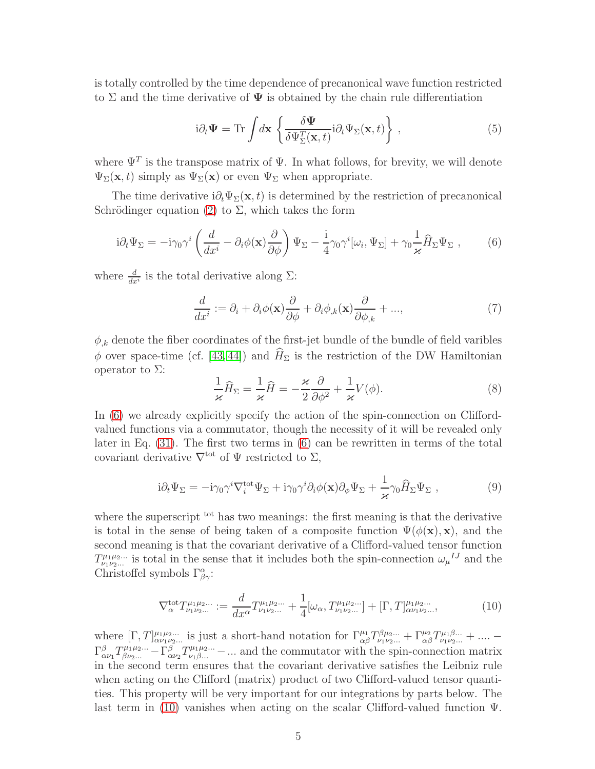is totally controlled by the time dependence of precanonical wave function restricted to $\Sigma$ and the time derivative of $\mathbf{\Psi}$ is obtained by the chain rule differentiation

$$
\mathrm{i}\partial_t \mathbf{\Psi} = \mathrm{Tr} \int d\mathbf{x} \left\{ \frac{\delta \mathbf{\Psi}}{\delta \Psi^T_\Sigma(\mathbf{x}, t)} \mathrm{i}\partial_t \Psi_\Sigma(\mathbf{x}, t) \right\} , \tag{5}
$$

where $\Psi^T$ is the transpose matrix of $\Psi$. In what follows, for brevity, we will denote $\Psi_\Sigma(\mathbf{x}, t)$ simply as $\Psi_\Sigma(\mathbf{x})$ or even $\Psi_\Sigma$ when appropriate.

The time derivative $\mathrm{i}\partial_t \Psi_\Sigma(\mathbf{x}, t)$ is determined by the restriction of precanonical Schrödinger equation (2) to $\Sigma$, which takes the form

$$
\mathrm{i}\partial_t \Psi_\Sigma = -\mathrm{i}\gamma_0\gamma^i \left( \frac{d}{dx^i} - \partial_i\phi(\mathbf{x}) \frac{\partial}{\partial \phi} \right) \Psi_\Sigma - \frac{\mathrm{i}}{4}\gamma_0\gamma^i [\omega_i, \Psi_\Sigma] + \gamma_0 \frac{1}{\varkappa} \widehat{H}_\Sigma \Psi_\Sigma , \tag{6}
$$

where $\frac{d}{dx^i}$ is the total derivative along $\Sigma$:

$$
\frac{d}{dx^i} := \partial_i + \partial_i\phi(\mathbf{x}) \frac{\partial}{\partial \phi} + \partial_i\phi_{,k}(\mathbf{x}) \frac{\partial}{\partial \phi_{,k}} + ..., \tag{7}
$$

$\phi_{,k}$ denote the fiber coordinates of the first-jet bundle of the bundle of field varibles $\phi$ over space-time (cf. [43, 44]) and $\widehat{H}_\Sigma$ is the restriction of the DW Hamiltonian operator to $\Sigma$:

$$
\frac{1}{\varkappa}\widehat{H}_\Sigma = \frac{1}{\varkappa}\widehat{H} = -\frac{\varkappa}{2}\frac{\partial}{\partial \phi^2} + \frac{1}{\varkappa}V(\phi). \tag{8}
$$

In (6) we already explicitly specify the action of the spin-connection on Clifford-valued functions via a commutator, though the necessity of it will be revealed only later in Eq. (31). The first two terms in (6) can be rewritten in terms of the total covariant derivative $\nabla^{\rm tot}$ of $\Psi$ restricted to $\Sigma$,

$$
\mathrm{i}\partial_t \Psi_\Sigma = -\mathrm{i}\gamma_0\gamma^i \nabla^{\rm tot}_i \Psi_\Sigma + \mathrm{i}\gamma_0\gamma^i \partial_i\phi(\mathbf{x}) \partial_\phi \Psi_\Sigma + \frac{1}{\varkappa}\gamma_0 \widehat{H}_\Sigma \Psi_\Sigma , \tag{9}
$$

where the superscript $^{\rm tot}$ has two meanings: the first meaning is that the derivative is total in the sense of being taken of a composite function $\Psi(\phi(\mathbf{x}), \mathbf{x})$, and the second meaning is that the covariant derivative of a Clifford-valued tensor function $T^{\mu_1\mu_2...}_{\nu_1\nu_2...}$ is total in the sense that it includes both the spin-connection ${\omega_\mu}^{IJ}$ and the Christoffel symbols $\Gamma^\alpha_{\beta\gamma}$:

$$
\nabla^{\rm tot}_\alpha T^{\mu_1\mu_2...}_{\nu_1\nu_2...} := \frac{d}{dx^\alpha} T^{\mu_1\mu_2...}_{\nu_1\nu_2...} + \frac{1}{4}[\omega_\alpha, T^{\mu_1\mu_2...}_{\nu_1\nu_2...}] + [\Gamma, T]^{\mu_1\mu_2...}_{\alpha\nu_1\nu_2...}, \tag{10}
$$

where $[\Gamma, T]^{\mu_1\mu_2...}_{\alpha\nu_1\nu_2...}$ is just a short-hand notation for $\Gamma^{\mu_1}_{\alpha\beta} T^{\beta\mu_2...}_{\nu_1\nu_2...} + \Gamma^{\mu_2}_{\alpha\beta} T^{\mu_1\beta...}_{\nu_1\nu_2...} + .... - \Gamma^\beta_{\alpha\nu_1} T^{\mu_1\mu_2...}_{\beta\nu_2...} - \Gamma^\beta_{\alpha\nu_2} T^{\mu_1\mu_2...}_{\nu_1\beta...} - ...$ and the commutator with the spin-connection matrix in the second term ensures that the covariant derivative satisfies the Leibniz rule when acting on the Clifford (matrix) product of two Clifford-valued tensor quantities. This property will be very important for our integrations by parts below. The last term in (10) vanishes when acting on the scalar Clifford-valued function $\Psi$.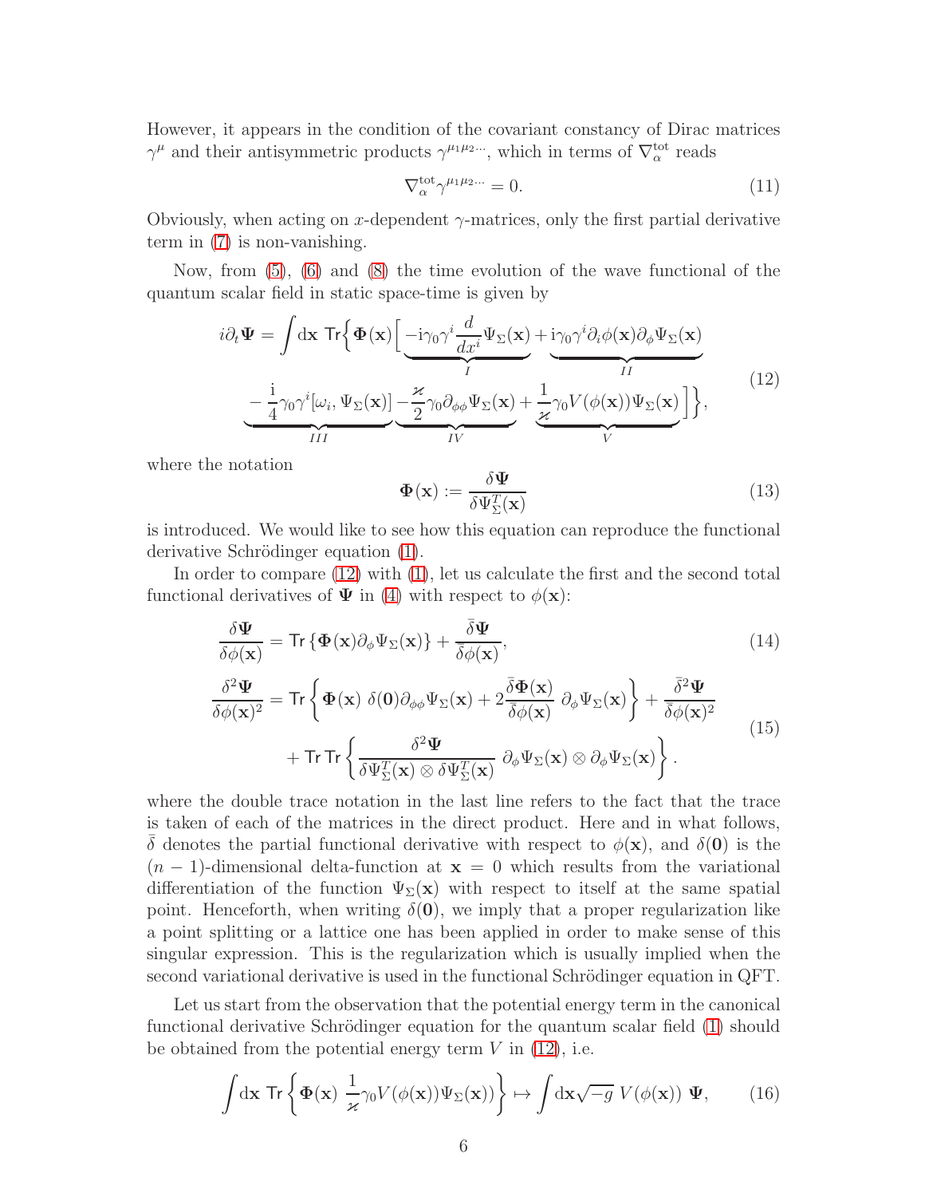However, it appears in the condition of the covariant constancy of Dirac matrices $\gamma^\mu$ and their antisymmetric products $\gamma^{\mu_1\mu_2\cdots}$, which in terms of $\nabla^{\rm tot}_\alpha$ reads

$$\nabla^{\rm tot}_\alpha \gamma^{\mu_1\mu_2\cdots} = 0. \tag{11}$$

Obviously, when acting on $x$-dependent $\gamma$-matrices, only the first partial derivative term in (7) is non-vanishing.

Now, from (5), (6) and (8) the time evolution of the wave functional of the quantum scalar field in static space-time is given by

$$\begin{aligned} i\partial_t \mathbf{\Psi} = \int \mathrm{d}\mathbf{x}\ \mathsf{Tr}\Big\{ \mathbf{\Phi}(\mathbf{x}) \Big[ & \underbrace{-\mathrm{i}\gamma_0\gamma^i \frac{d}{dx^i}\Psi_\Sigma(\mathbf{x})}_{I} + \underbrace{\mathrm{i}\gamma_0\gamma^i\partial_i\phi(\mathbf{x})\partial_\phi\Psi_\Sigma(\mathbf{x})}_{II} \\ & \underbrace{-\frac{\mathrm{i}}{4}\gamma_0\gamma^i[\omega_i,\Psi_\Sigma(\mathbf{x})]}_{III} \underbrace{-\frac{\varkappa}{2}\gamma_0\partial_{\phi\phi}\Psi_\Sigma(\mathbf{x})}_{IV} + \underbrace{\frac{1}{\varkappa}\gamma_0 V(\phi(\mathbf{x}))\Psi_\Sigma(\mathbf{x})}_{V} \Big]\Big\}, \end{aligned} \tag{12}$$

where the notation

$$\mathbf{\Phi}(\mathbf{x}) := \frac{\delta \mathbf{\Psi}}{\delta \Psi^T_\Sigma(\mathbf{x})} \tag{13}$$

is introduced. We would like to see how this equation can reproduce the functional derivative Schrödinger equation (1).

In order to compare (12) with (1), let us calculate the first and the second total functional derivatives of $\mathbf{\Psi}$ in (4) with respect to $\phi(\mathbf{x})$:

$$\frac{\delta \mathbf{\Psi}}{\delta\phi(\mathbf{x})} = \mathsf{Tr}\left\{\mathbf{\Phi}(\mathbf{x})\partial_\phi\Psi_\Sigma(\mathbf{x})\right\} + \frac{\bar{\delta}\mathbf{\Psi}}{\bar{\delta}\phi(\mathbf{x})}, \tag{14}$$

$$\begin{aligned} \frac{\delta^2 \mathbf{\Psi}}{\delta\phi(\mathbf{x})^2} = {} & \mathsf{Tr}\left\{\mathbf{\Phi}(\mathbf{x})\ \delta(\mathbf{0})\partial_{\phi\phi}\Psi_\Sigma(\mathbf{x}) + 2\frac{\bar{\delta}\mathbf{\Phi}(\mathbf{x})}{\bar{\delta}\phi(\mathbf{x})}\ \partial_\phi\Psi_\Sigma(\mathbf{x})\right\} + \frac{\bar{\delta}^2\mathbf{\Psi}}{\bar{\delta}\phi(\mathbf{x})^2} \\ & + \mathsf{Tr}\,\mathsf{Tr}\left\{\frac{\delta^2\mathbf{\Psi}}{\delta\Psi^T_\Sigma(\mathbf{x})\otimes\delta\Psi^T_\Sigma(\mathbf{x})}\ \partial_\phi\Psi_\Sigma(\mathbf{x})\otimes\partial_\phi\Psi_\Sigma(\mathbf{x})\right\}. \end{aligned} \tag{15}$$

where the double trace notation in the last line refers to the fact that the trace is taken of each of the matrices in the direct product. Here and in what follows, $\bar{\delta}$ denotes the partial functional derivative with respect to $\phi(\mathbf{x})$, and $\delta(\mathbf{0})$ is the $(n-1)$-dimensional delta-function at $\mathbf{x}=0$ which results from the variational differentiation of the function $\Psi_\Sigma(\mathbf{x})$ with respect to itself at the same spatial point. Henceforth, when writing $\delta(\mathbf{0})$, we imply that a proper regularization like a point splitting or a lattice one has been applied in order to make sense of this singular expression. This is the regularization which is usually implied when the second variational derivative is used in the functional Schrödinger equation in QFT.

Let us start from the observation that the potential energy term in the canonical functional derivative Schrödinger equation for the quantum scalar field (1) should be obtained from the potential energy term $V$ in (12), i.e.

$$\int \mathrm{d}\mathbf{x}\ \mathsf{Tr}\left\{\mathbf{\Phi}(\mathbf{x})\ \frac{1}{\varkappa}\gamma_0 V(\phi(\mathbf{x}))\Psi_\Sigma(\mathbf{x})\right\} \mapsto \int \mathrm{d}\mathbf{x}\sqrt{-g}\ V(\phi(\mathbf{x}))\ \mathbf{\Psi}, \tag{16}$$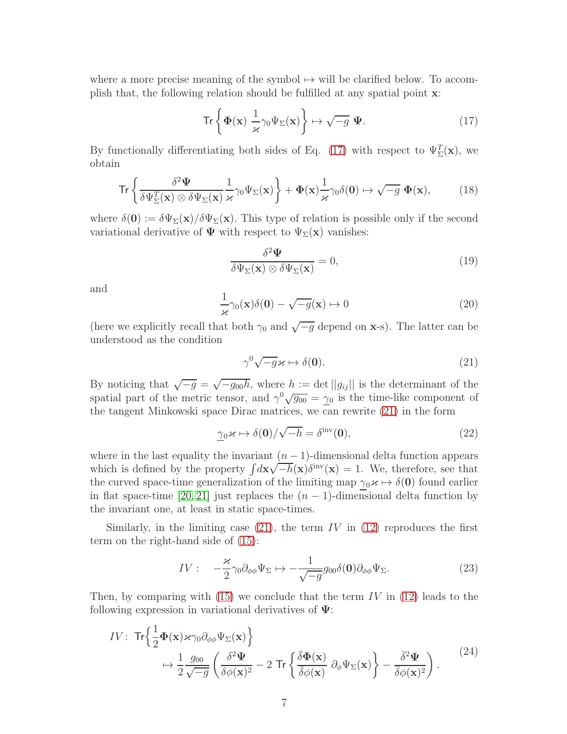where a more precise meaning of the symbol $\mapsto$ will be clarified below. To accomplish that, the following relation should be fulfilled at any spatial point $\mathbf{x}$:

$$
\mathsf{Tr}\left\{ \mathbf{\Phi}(\mathbf{x})\ \frac{1}{\varkappa}\gamma_0 \Psi_\Sigma(\mathbf{x}) \right\} \mapsto \sqrt{-g}\ \mathbf{\Psi}. \tag{17}
$$

By functionally differentiating both sides of Eq. (17) with respect to $\Psi_\Sigma^T(\mathbf{x})$, we obtain

$$
\mathsf{Tr}\left\{ \frac{\delta^2 \mathbf{\Psi}}{\delta \Psi_\Sigma^T(\mathbf{x}) \otimes \delta\Psi_\Sigma(\mathbf{x})} \frac{1}{\varkappa}\gamma_0 \Psi_\Sigma(\mathbf{x}) \right\} + \mathbf{\Phi}(\mathbf{x})\frac{1}{\varkappa}\gamma_0 \delta(\mathbf{0}) \mapsto \sqrt{-g}\ \mathbf{\Phi}(\mathbf{x}), \tag{18}
$$

where $\delta(\mathbf{0}) := \delta\Psi_\Sigma(\mathbf{x})/\delta\Psi_\Sigma(\mathbf{x})$. This type of relation is possible only if the second variational derivative of $\mathbf{\Psi}$ with respect to $\Psi_\Sigma(\mathbf{x})$ vanishes:

$$
\frac{\delta^2 \mathbf{\Psi}}{\delta \Psi_\Sigma(\mathbf{x}) \otimes \delta\Psi_\Sigma(\mathbf{x})} = 0, \tag{19}
$$

and

$$
\frac{1}{\varkappa}\gamma_0(\mathbf{x})\delta(\mathbf{0}) - \sqrt{-g}(\mathbf{x}) \mapsto 0 \tag{20}
$$

(here we explicitly recall that both $\gamma_0$ and $\sqrt{-g}$ depend on $\mathbf{x}$-s). The latter can be understood as the condition

$$
\gamma^0 \sqrt{-g}\varkappa \mapsto \delta(\mathbf{0}). \tag{21}
$$

By noticing that $\sqrt{-g} = \sqrt{-g_{00}h}$, where $h := \det||g_{ij}||$ is the determinant of the spatial part of the metric tensor, and $\gamma^0\sqrt{g_{00}} = \underline{\gamma_0}$ is the time-like component of the tangent Minkowski space Dirac matrices, we can rewrite (21) in the form

$$
\underline{\gamma_0}\varkappa \mapsto \delta(\mathbf{0})/\sqrt{-h} = \delta^{\rm inv}(\mathbf{0}), \tag{22}
$$

where in the last equality the invariant $(n-1)$-dimensional delta function appears which is defined by the property $\int d\mathbf{x}\sqrt{-h}(\mathbf{x})\delta^{\rm inv}(\mathbf{x}) = 1$. We, therefore, see that the curved space-time generalization of the limiting map $\underline{\gamma_0}\varkappa \mapsto \delta(\mathbf{0})$ found earlier in flat space-time [20,21] just replaces the $(n-1)$-dimensional delta function by the invariant one, at least in static space-times.

Similarly, in the limiting case (21), the term $IV$ in (12) reproduces the first term on the right-hand side of (15):

$$
IV: \quad -\frac{\varkappa}{2}\gamma_0 \partial_{\phi\phi}\Psi_\Sigma \mapsto -\frac{1}{\sqrt{-g}} g_{00}\delta(\mathbf{0})\partial_{\phi\phi}\Psi_\Sigma. \tag{23}
$$

Then, by comparing with (15) we conclude that the term $IV$ in (12) leads to the following expression in variational derivatives of $\mathbf{\Psi}$:

$$
\begin{aligned}
IV:\ &\mathsf{Tr}\Big\{ \frac{1}{2}\mathbf{\Phi}(\mathbf{x})\varkappa\gamma_0 \partial_{\phi\phi}\Psi_\Sigma(\mathbf{x}) \Big\} \\
&\mapsto \frac{1}{2}\frac{g_{00}}{\sqrt{-g}} \left( \frac{\delta^2 \mathbf{\Psi}}{\delta\phi(\mathbf{x})^2} - 2\ \mathsf{Tr}\left\{ \frac{\bar{\delta}\mathbf{\Phi}(\mathbf{x})}{\bar{\delta}\phi(\mathbf{x})}\ \partial_\phi \Psi_\Sigma(\mathbf{x}) \right\} - \frac{\bar{\delta}^2\mathbf{\Psi}}{\bar{\delta}\phi(\mathbf{x})^2} \right).
\end{aligned} \tag{24}
$$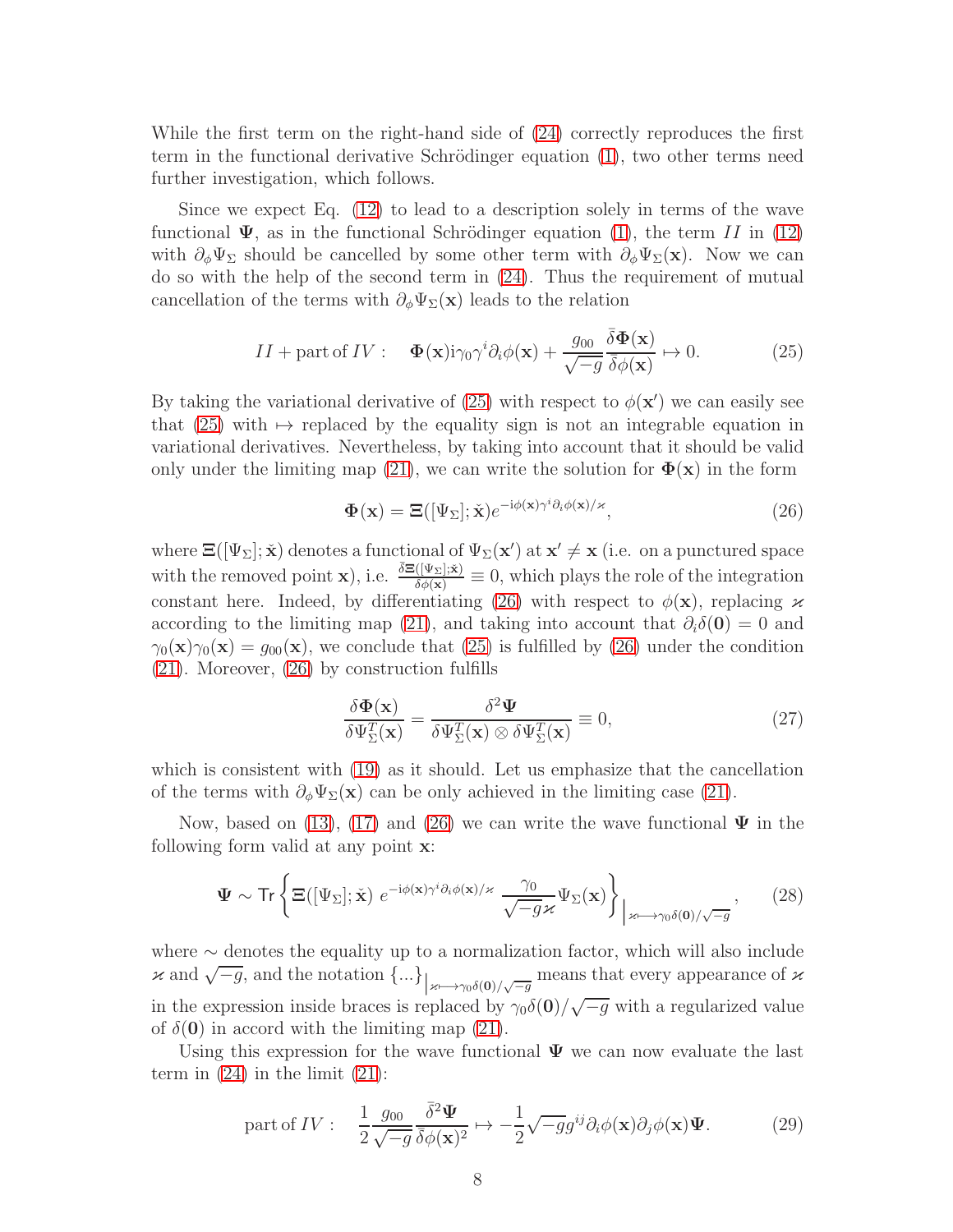While the first term on the right-hand side of (24) correctly reproduces the first term in the functional derivative Schrödinger equation (1), two other terms need further investigation, which follows.

Since we expect Eq. (12) to lead to a description solely in terms of the wave functional $\mathbf{\Psi}$, as in the functional Schrödinger equation (1), the term $II$ in (12) with $\partial_\phi \Psi_\Sigma$ should be cancelled by some other term with $\partial_\phi \Psi_\Sigma(\mathbf{x})$. Now we can do so with the help of the second term in (24). Thus the requirement of mutual cancellation of the terms with $\partial_\phi \Psi_\Sigma(\mathbf{x})$ leads to the relation

$$
II + \text{part of } IV: \quad \mathbf{\Phi}(\mathbf{x}) \mathrm{i}\gamma_0 \gamma^i \partial_i \phi(\mathbf{x}) + \frac{g_{00}}{\sqrt{-g}} \frac{\bar{\delta} \mathbf{\Phi}(\mathbf{x})}{\bar{\delta} \phi(\mathbf{x})} \mapsto 0. \tag{25}
$$

By taking the variational derivative of (25) with respect to $\phi(\mathbf{x}')$ we can easily see that (25) with $\mapsto$ replaced by the equality sign is not an integrable equation in variational derivatives. Nevertheless, by taking into account that it should be valid only under the limiting map (21), we can write the solution for $\mathbf{\Phi}(\mathbf{x})$ in the form

$$
\mathbf{\Phi}(\mathbf{x}) = \Xi([\Psi_\Sigma]; \check{\mathbf{x}}) e^{-\mathrm{i}\phi(\mathbf{x})\gamma^i \partial_i \phi(\mathbf{x})/\varkappa}, \tag{26}
$$

where $\Xi([\Psi_\Sigma]; \check{\mathbf{x}})$ denotes a functional of $\Psi_\Sigma(\mathbf{x}')$ at $\mathbf{x}' \neq \mathbf{x}$ (i.e. on a punctured space with the removed point $\mathbf{x}$), i.e. $\frac{\bar{\delta}\Xi([\Psi_\Sigma];\check{\mathbf{x}})}{\delta\phi(\mathbf{x})} \equiv 0$, which plays the role of the integration constant here. Indeed, by differentiating (26) with respect to $\phi(\mathbf{x})$, replacing $\varkappa$ according to the limiting map (21), and taking into account that $\partial_i \delta(\mathbf{0}) = 0$ and $\gamma_0(\mathbf{x})\gamma_0(\mathbf{x}) = g_{00}(\mathbf{x})$, we conclude that (25) is fulfilled by (26) under the condition (21). Moreover, (26) by construction fulfills

$$
\frac{\delta \mathbf{\Phi}(\mathbf{x})}{\delta \Psi_\Sigma^T(\mathbf{x})} = \frac{\delta^2 \mathbf{\Psi}}{\delta \Psi_\Sigma^T(\mathbf{x}) \otimes \delta \Psi_\Sigma^T(\mathbf{x})} \equiv 0, \tag{27}
$$

which is consistent with (19) as it should. Let us emphasize that the cancellation of the terms with $\partial_\phi \Psi_\Sigma(\mathbf{x})$ can be only achieved in the limiting case (21).

Now, based on (13), (17) and (26) we can write the wave functional $\mathbf{\Psi}$ in the following form valid at any point $\mathbf{x}$:

$$
\mathbf{\Psi} \sim \mathsf{Tr} \left\{ \Xi([\Psi_\Sigma]; \check{\mathbf{x}}) \; e^{-\mathrm{i}\phi(\mathbf{x})\gamma^i \partial_i \phi(\mathbf{x})/\varkappa} \; \frac{\gamma_0}{\sqrt{-g}\varkappa} \Psi_\Sigma(\mathbf{x}) \right\} \Big|_{\varkappa \longmapsto \gamma_0 \delta(\mathbf{0})/\sqrt{-g}}, \tag{28}
$$

where $\sim$ denotes the equality up to a normalization factor, which will also include $\varkappa$ and $\sqrt{-g}$, and the notation $\{...\}\big|_{\varkappa \longmapsto \gamma_0 \delta(\mathbf{0})/\sqrt{-g}}$ means that every appearance of $\varkappa$ in the expression inside braces is replaced by $\gamma_0 \delta(\mathbf{0})/\sqrt{-g}$ with a regularized value of $\delta(\mathbf{0})$ in accord with the limiting map (21).

Using this expression for the wave functional $\mathbf{\Psi}$ we can now evaluate the last term in (24) in the limit (21):

$$
\text{part of } IV: \quad \frac{1}{2} \frac{g_{00}}{\sqrt{-g}} \frac{\bar{\delta}^2 \mathbf{\Psi}}{\bar{\delta} \phi(\mathbf{x})^2} \mapsto -\frac{1}{2} \sqrt{-g} g^{ij} \partial_i \phi(\mathbf{x}) \partial_j \phi(\mathbf{x}) \mathbf{\Psi}. \tag{29}
$$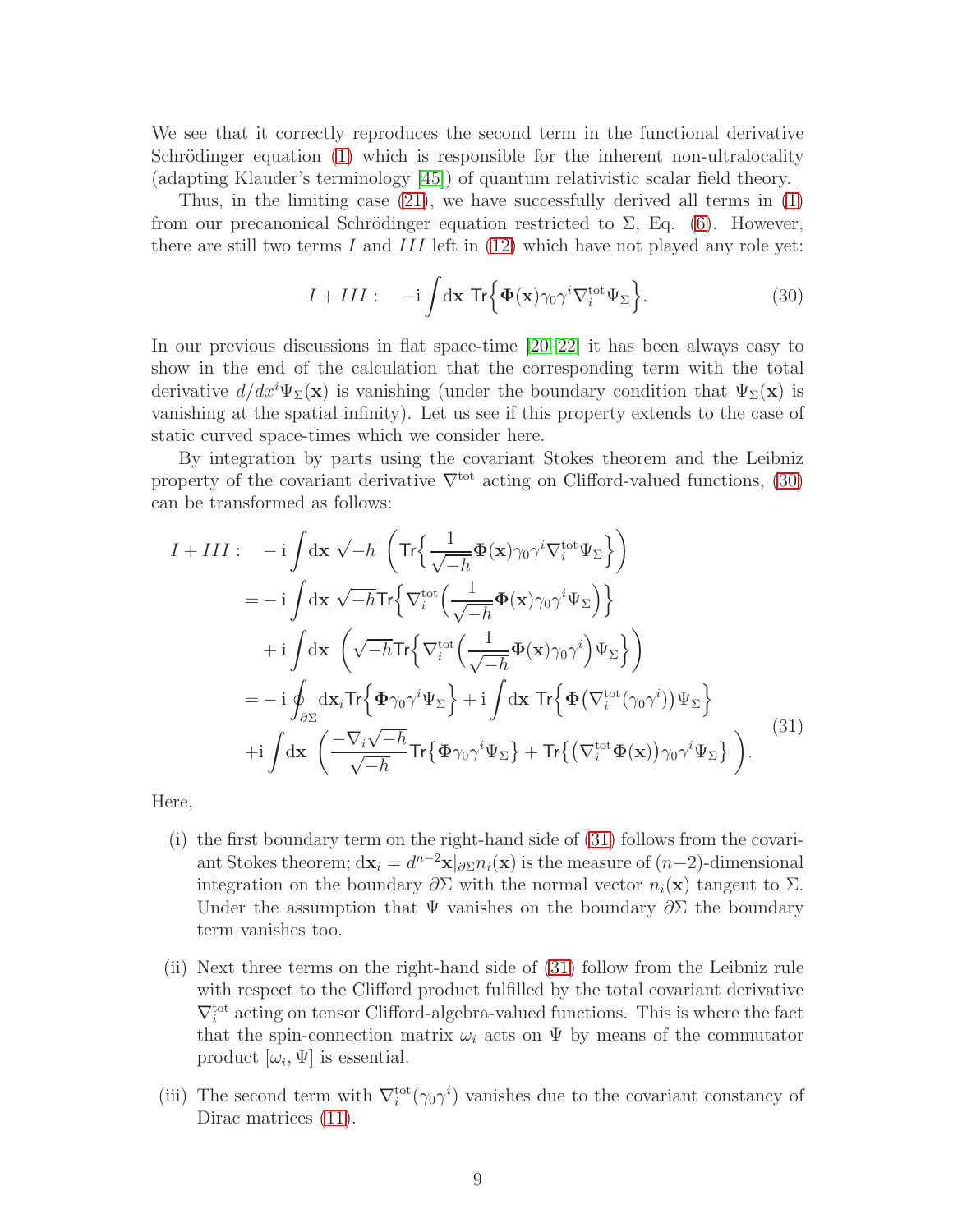We see that it correctly reproduces the second term in the functional derivative Schrödinger equation (1) which is responsible for the inherent non-ultralocality (adapting Klauder's terminology [45]) of quantum relativistic scalar field theory.

Thus, in the limiting case (21), we have successfully derived all terms in (1) from our precanonical Schrödinger equation restricted to $\Sigma$, Eq. (6). However, there are still two terms $I$ and $III$ left in (12) which have not played any role yet:

$$
I + III: \quad -\mathrm{i}\int \mathrm{d}\mathbf{x}\ \mathsf{Tr}\Big\{\mathbf{\Phi}(\mathbf{x})\gamma_0\gamma^i\nabla_i^{\mathrm{tot}}\Psi_\Sigma\Big\}. \tag{30}
$$

In our previous discussions in flat space-time [20–22] it has been always easy to show in the end of the calculation that the corresponding term with the total derivative $d/dx^i\Psi_\Sigma(\mathbf{x})$ is vanishing (under the boundary condition that $\Psi_\Sigma(\mathbf{x})$ is vanishing at the spatial infinity). Let us see if this property extends to the case of static curved space-times which we consider here.

By integration by parts using the covariant Stokes theorem and the Leibniz property of the covariant derivative $\nabla^{\mathrm{tot}}$ acting on Clifford-valued functions, (30) can be transformed as follows:

$$
\begin{aligned}
I + III: \quad & -\mathrm{i}\int \mathrm{d}\mathbf{x}\ \sqrt{-h}\ \left(\mathsf{Tr}\Big\{\frac{1}{\sqrt{-h}}\mathbf{\Phi}(\mathbf{x})\gamma_0\gamma^i\nabla_i^{\mathrm{tot}}\Psi_\Sigma\Big\}\right) \\
&= -\mathrm{i}\int \mathrm{d}\mathbf{x}\ \sqrt{-h}\mathsf{Tr}\Big\{\nabla_i^{\mathrm{tot}}\Big(\frac{1}{\sqrt{-h}}\mathbf{\Phi}(\mathbf{x})\gamma_0\gamma^i\Psi_\Sigma\Big)\Big\} \\
&\quad + \mathrm{i}\int \mathrm{d}\mathbf{x}\ \left(\sqrt{-h}\mathsf{Tr}\Big\{\nabla_i^{\mathrm{tot}}\Big(\frac{1}{\sqrt{-h}}\mathbf{\Phi}(\mathbf{x})\gamma_0\gamma^i\Big)\Psi_\Sigma\Big\}\right) \\
&= -\mathrm{i}\oint_{\partial\Sigma}\mathrm{d}\mathbf{x}_i\mathsf{Tr}\Big\{\mathbf{\Phi}\gamma_0\gamma^i\Psi_\Sigma\Big\} + \mathrm{i}\int \mathrm{d}\mathbf{x}\ \mathsf{Tr}\Big\{\mathbf{\Phi}\big(\nabla_i^{\mathrm{tot}}(\gamma_0\gamma^i)\big)\Psi_\Sigma\Big\} \\
&\quad + \mathrm{i}\int \mathrm{d}\mathbf{x}\ \left(\frac{-\nabla_i\sqrt{-h}}{\sqrt{-h}}\mathsf{Tr}\Big\{\mathbf{\Phi}\gamma_0\gamma^i\Psi_\Sigma\Big\} + \mathsf{Tr}\Big\{\big(\nabla_i^{\mathrm{tot}}\mathbf{\Phi}(\mathbf{x})\big)\gamma_0\gamma^i\Psi_\Sigma\Big\}\right).
\end{aligned} \tag{31}
$$

Here,

(i) the first boundary term on the right-hand side of (31) follows from the covariant Stokes theorem; $\mathrm{d}\mathbf{x}_i = d^{n-2}\mathbf{x}|_{\partial\Sigma}n_i(\mathbf{x})$ is the measure of $(n-2)$-dimensional integration on the boundary $\partial\Sigma$ with the normal vector $n_i(\mathbf{x})$ tangent to $\Sigma$. Under the assumption that $\Psi$ vanishes on the boundary $\partial\Sigma$ the boundary term vanishes too.

(ii) Next three terms on the right-hand side of (31) follow from the Leibniz rule with respect to the Clifford product fulfilled by the total covariant derivative $\nabla_i^{\mathrm{tot}}$ acting on tensor Clifford-algebra-valued functions. This is where the fact that the spin-connection matrix $\omega_i$ acts on $\Psi$ by means of the commutator product $[\omega_i, \Psi]$ is essential.

(iii) The second term with $\nabla_i^{\mathrm{tot}}(\gamma_0\gamma^i)$ vanishes due to the covariant constancy of Dirac matrices (11).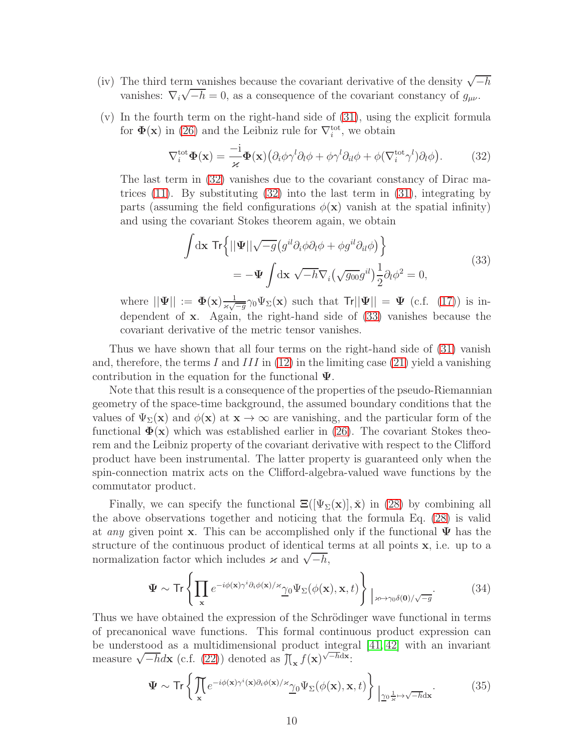(iv) The third term vanishes because the covariant derivative of the density $\sqrt{-h}$ vanishes: $\nabla_i \sqrt{-h} = 0$, as a consequence of the covariant constancy of $g_{\mu\nu}$.

(v) In the fourth term on the right-hand side of (31), using the explicit formula for $\mathbf{\Phi}(\mathbf{x})$ in (26) and the Leibniz rule for $\nabla_i^{\rm tot}$, we obtain

$$\nabla_i^{\rm tot} \mathbf{\Phi}(\mathbf{x}) = \frac{-\mathrm{i}}{\varkappa} \mathbf{\Phi}(\mathbf{x}) \big( \partial_i \phi \gamma^l \partial_l \phi + \phi \gamma^l \partial_{il} \phi + \phi (\nabla_i^{\rm tot} \gamma^l) \partial_l \phi \big). \tag{32}$$

The last term in (32) vanishes due to the covariant constancy of Dirac matrices (11). By substituting (32) into the last term in (31), integrating by parts (assuming the field configurations $\phi(\mathbf{x})$ vanish at the spatial infinity) and using the covariant Stokes theorem again, we obtain

$$\begin{aligned} \int \mathrm{d}\mathbf{x} \ \mathsf{Tr} \Big\{ ||\mathbf{\Psi}|| \sqrt{-g} \big( g^{il} \partial_i \phi \partial_l \phi + \phi g^{il} \partial_{il} \phi \big) \Big\} & \\ = - \mathbf{\Psi} \int \mathrm{d}\mathbf{x} \ \sqrt{-h} \nabla_i \big( \sqrt{g_{00}} g^{il} \big) \frac{1}{2} \partial_l \phi^2 = 0, & \end{aligned} \tag{33}$$

where $||\mathbf{\Psi}|| := \mathbf{\Phi}(\mathbf{x}) \frac{1}{\varkappa \sqrt{-g}} \gamma_0 \Psi_\Sigma(\mathbf{x})$ such that $\mathsf{Tr} ||\mathbf{\Psi}|| = \mathbf{\Psi}$ (c.f. (17)) is independent of $\mathbf{x}$. Again, the right-hand side of (33) vanishes because the covariant derivative of the metric tensor vanishes.

Thus we have shown that all four terms on the right-hand side of (31) vanish and, therefore, the terms $I$ and $III$ in (12) in the limiting case (21) yield a vanishing contribution in the equation for the functional $\mathbf{\Psi}$.

Note that this result is a consequence of the properties of the pseudo-Riemannian geometry of the space-time background, the assumed boundary conditions that the values of $\Psi_\Sigma(\mathbf{x})$ and $\phi(\mathbf{x})$ at $\mathbf{x} \to \infty$ are vanishing, and the particular form of the functional $\mathbf{\Phi}(\mathbf{x})$ which was established earlier in (26). The covariant Stokes theorem and the Leibniz property of the covariant derivative with respect to the Clifford product have been instrumental. The latter property is guaranteed only when the spin-connection matrix acts on the Clifford-algebra-valued wave functions by the commutator product.

Finally, we can specify the functional $\Xi([\Psi_\Sigma(\mathbf{x})], \check{\mathbf{x}})$ in (28) by combining all the above observations together and noticing that the formula Eq. (28) is valid at *any* given point $\mathbf{x}$. This can be accomplished only if the functional $\mathbf{\Psi}$ has the structure of the continuous product of identical terms at all points $\mathbf{x}$, i.e. up to a normalization factor which includes $\varkappa$ and $\sqrt{-h}$,

$$\mathbf{\Psi} \sim \mathsf{Tr} \left\{ \prod_{\mathbf{x}} e^{-i\phi(\mathbf{x}) \gamma^i \partial_i \phi(\mathbf{x}) / \varkappa} \underline{\gamma}_0 \Psi_\Sigma(\phi(\mathbf{x}), \mathbf{x}, t) \right\} \Big|_{\varkappa \mapsto \gamma_0 \delta(\mathbf{0}) / \sqrt{-g}}. \tag{34}$$

Thus we have obtained the expression of the Schrödinger wave functional in terms of precanonical wave functions. This formal continuous product expression can be understood as a multidimensional product integral [41, 42] with an invariant measure $\sqrt{-h} d\mathbf{x}$ (c.f. (22)) denoted as $\prod_{\mathbf{x}} f(\mathbf{x})^{\sqrt{-h} \mathrm{d}\mathbf{x}}$:

$$\mathbf{\Psi} \sim \mathsf{Tr} \left\{ \prod_{\mathbf{x}} e^{-i\phi(\mathbf{x}) \gamma^i(\mathbf{x}) \partial_i \phi(\mathbf{x}) / \varkappa} \underline{\gamma}_0 \Psi_\Sigma(\phi(\mathbf{x}), \mathbf{x}, t) \right\} \Big|_{\underline{\gamma}_0 \frac{1}{\varkappa} \mapsto \sqrt{-h} \mathrm{d}\mathbf{x}}. \tag{35}$$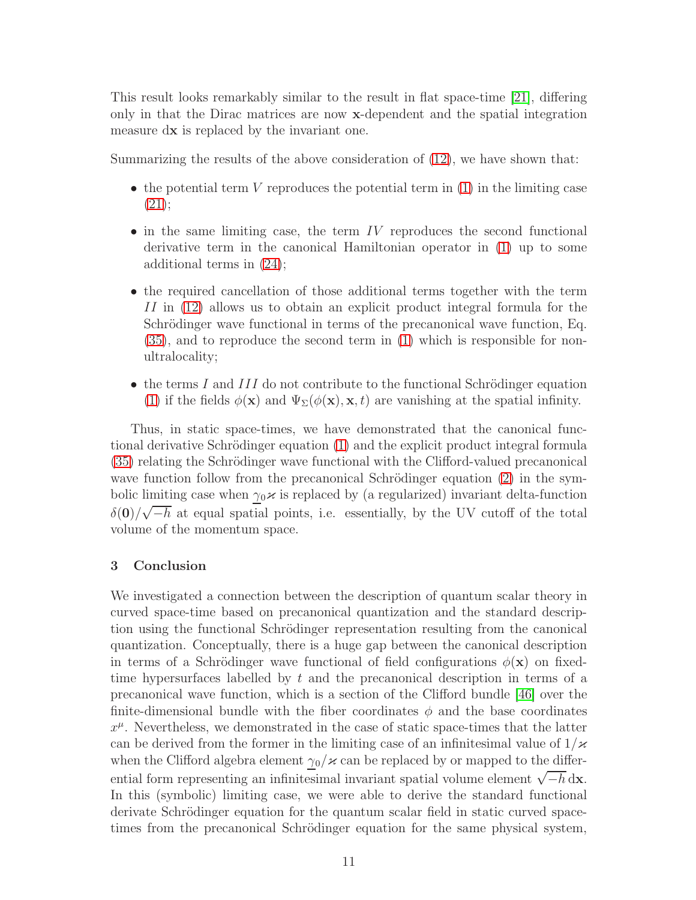This result looks remarkably similar to the result in flat space-time [21], differing only in that the Dirac matrices are now $\mathbf{x}$-dependent and the spatial integration measure $\mathrm{d}\mathbf{x}$ is replaced by the invariant one.

Summarizing the results of the above consideration of (12), we have shown that:

- the potential term $V$ reproduces the potential term in (1) in the limiting case (21);
- in the same limiting case, the term $IV$ reproduces the second functional derivative term in the canonical Hamiltonian operator in (1) up to some additional terms in (24);
- the required cancellation of those additional terms together with the term $II$ in (12) allows us to obtain an explicit product integral formula for the Schrödinger wave functional in terms of the precanonical wave function, Eq. (35), and to reproduce the second term in (1) which is responsible for non-ultralocality;
- the terms $I$ and $III$ do not contribute to the functional Schrödinger equation (1) if the fields $\phi(\mathbf{x})$ and $\Psi_\Sigma(\phi(\mathbf{x}), \mathbf{x}, t)$ are vanishing at the spatial infinity.

Thus, in static space-times, we have demonstrated that the canonical functional derivative Schrödinger equation (1) and the explicit product integral formula (35) relating the Schrödinger wave functional with the Clifford-valued precanonical wave function follow from the precanonical Schrödinger equation (2) in the symbolic limiting case when $\underline{\gamma}_0\varkappa$ is replaced by (a regularized) invariant delta-function $\delta(\mathbf{0})/\sqrt{-h}$ at equal spatial points, i.e. essentially, by the UV cutoff of the total volume of the momentum space.

## 3 Conclusion

We investigated a connection between the description of quantum scalar theory in curved space-time based on precanonical quantization and the standard description using the functional Schrödinger representation resulting from the canonical quantization. Conceptually, there is a huge gap between the canonical description in terms of a Schrödinger wave functional of field configurations $\phi(\mathbf{x})$ on fixed-time hypersurfaces labelled by $t$ and the precanonical description in terms of a precanonical wave function, which is a section of the Clifford bundle [46] over the finite-dimensional bundle with the fiber coordinates $\phi$ and the base coordinates $x^\mu$. Nevertheless, we demonstrated in the case of static space-times that the latter can be derived from the former in the limiting case of an infinitesimal value of $1/\varkappa$ when the Clifford algebra element $\underline{\gamma}_0/\varkappa$ can be replaced by or mapped to the differential form representing an infinitesimal invariant spatial volume element $\sqrt{-h}\,\mathrm{d}\mathbf{x}$. In this (symbolic) limiting case, we were able to derive the standard functional derivate Schrödinger equation for the quantum scalar field in static curved space-times from the precanonical Schrödinger equation for the same physical system,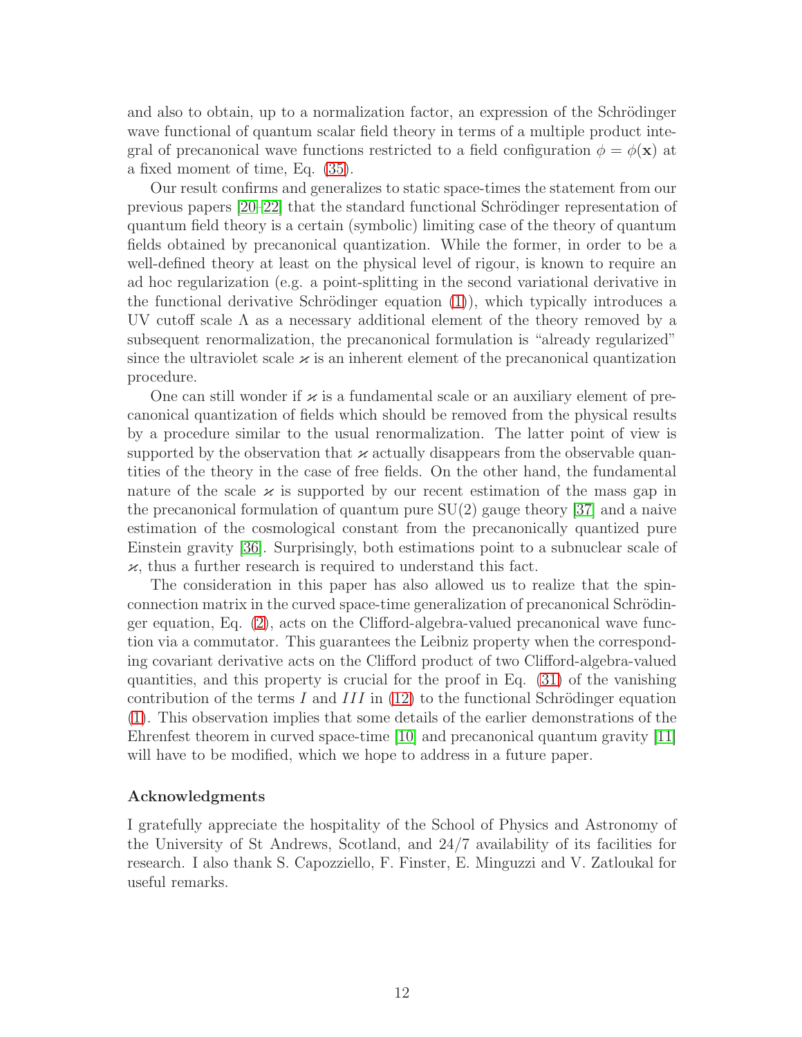and also to obtain, up to a normalization factor, an expression of the Schrödinger wave functional of quantum scalar field theory in terms of a multiple product integral of precanonical wave functions restricted to a field configuration $\phi = \phi(\mathbf{x})$ at a fixed moment of time, Eq. (35).

Our result confirms and generalizes to static space-times the statement from our previous papers [20–22] that the standard functional Schrödinger representation of quantum field theory is a certain (symbolic) limiting case of the theory of quantum fields obtained by precanonical quantization. While the former, in order to be a well-defined theory at least on the physical level of rigour, is known to require an ad hoc regularization (e.g. a point-splitting in the second variational derivative in the functional derivative Schrödinger equation (1)), which typically introduces a UV cutoff scale $\Lambda$ as a necessary additional element of the theory removed by a subsequent renormalization, the precanonical formulation is "already regularized" since the ultraviolet scale $\varkappa$ is an inherent element of the precanonical quantization procedure.

One can still wonder if $\varkappa$ is a fundamental scale or an auxiliary element of precanonical quantization of fields which should be removed from the physical results by a procedure similar to the usual renormalization. The latter point of view is supported by the observation that $\varkappa$ actually disappears from the observable quantities of the theory in the case of free fields. On the other hand, the fundamental nature of the scale $\varkappa$ is supported by our recent estimation of the mass gap in the precanonical formulation of quantum pure SU(2) gauge theory [37] and a naive estimation of the cosmological constant from the precanonically quantized pure Einstein gravity [36]. Surprisingly, both estimations point to a subnuclear scale of $\varkappa$, thus a further research is required to understand this fact.

The consideration in this paper has also allowed us to realize that the spin-connection matrix in the curved space-time generalization of precanonical Schrödinger equation, Eq. (2), acts on the Clifford-algebra-valued precanonical wave function via a commutator. This guarantees the Leibniz property when the corresponding covariant derivative acts on the Clifford product of two Clifford-algebra-valued quantities, and this property is crucial for the proof in Eq. (31) of the vanishing contribution of the terms $I$ and $III$ in (12) to the functional Schrödinger equation (1). This observation implies that some details of the earlier demonstrations of the Ehrenfest theorem in curved space-time [10] and precanonical quantum gravity [11] will have to be modified, which we hope to address in a future paper.

### Acknowledgments

I gratefully appreciate the hospitality of the School of Physics and Astronomy of the University of St Andrews, Scotland, and 24/7 availability of its facilities for research. I also thank S. Capozziello, F. Finster, E. Minguzzi and V. Zatloukal for useful remarks.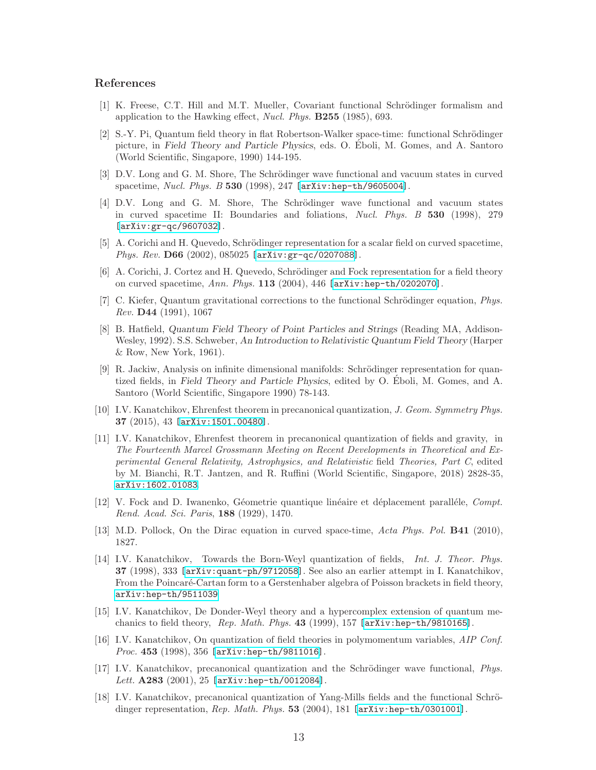## References

[1] K. Freese, C.T. Hill and M.T. Mueller, Covariant functional Schrödinger formalism and application to the Hawking effect, *Nucl. Phys.* **B255** (1985), 693.

[2] S.-Y. Pi, Quantum field theory in flat Robertson-Walker space-time: functional Schrödinger picture, in *Field Theory and Particle Physics*, eds. O. Éboli, M. Gomes, and A. Santoro (World Scientific, Singapore, 1990) 144-195.

[3] D.V. Long and G. M. Shore, The Schrödinger wave functional and vacuum states in curved spacetime, *Nucl. Phys. B* **530** (1998), 247 [arXiv:hep-th/9605004].

[4] D.V. Long and G. M. Shore, The Schrödinger wave functional and vacuum states in curved spacetime II: Boundaries and foliations, *Nucl. Phys. B* **530** (1998), 279 [arXiv:gr-qc/9607032].

[5] A. Corichi and H. Quevedo, Schrödinger representation for a scalar field on curved spacetime, *Phys. Rev.* **D66** (2002), 085025 [arXiv:gr-qc/0207088].

[6] A. Corichi, J. Cortez and H. Quevedo, Schrödinger and Fock representation for a field theory on curved spacetime, *Ann. Phys.* **113** (2004), 446 [arXiv:hep-th/0202070].

[7] C. Kiefer, Quantum gravitational corrections to the functional Schrödinger equation, *Phys. Rev.* **D44** (1991), 1067

[8] B. Hatfield, *Quantum Field Theory of Point Particles and Strings* (Reading MA, Addison-Wesley, 1992). S.S. Schweber, *An Introduction to Relativistic Quantum Field Theory* (Harper & Row, New York, 1961).

[9] R. Jackiw, Analysis on infinite dimensional manifolds: Schrödinger representation for quantized fields, in *Field Theory and Particle Physics*, edited by O. Éboli, M. Gomes, and A. Santoro (World Scientific, Singapore 1990) 78-143.

[10] I.V. Kanatchikov, Ehrenfest theorem in precanonical quantization, *J. Geom. Symmetry Phys.* **37** (2015), 43 [arXiv:1501.00480].

[11] I.V. Kanatchikov, Ehrenfest theorem in precanonical quantization of fields and gravity, in *The Fourteenth Marcel Grossmann Meeting on Recent Developments in Theoretical and Experimental General Relativity, Astrophysics, and Relativistic* field *Theories, Part C*, edited by M. Bianchi, R.T. Jantzen, and R. Ruffini (World Scientific, Singapore, 2018) 2828-35, arXiv:1602.01083

[12] V. Fock and D. Iwanenko, Géometrie quantique linéaire et déplacement paralléle, *Compt. Rend. Acad. Sci. Paris*, **188** (1929), 1470.

[13] M.D. Pollock, On the Dirac equation in curved space-time, *Acta Phys. Pol.* **B41** (2010), 1827.

[14] I.V. Kanatchikov, Towards the Born-Weyl quantization of fields, *Int. J. Theor. Phys.* **37** (1998), 333 [arXiv:quant-ph/9712058]. See also an earlier attempt in I. Kanatchikov, From the Poincaré-Cartan form to a Gerstenhaber algebra of Poisson brackets in field theory, arXiv:hep-th/9511039

[15] I.V. Kanatchikov, De Donder-Weyl theory and a hypercomplex extension of quantum mechanics to field theory, *Rep. Math. Phys.* **43** (1999), 157 [arXiv:hep-th/9810165].

[16] I.V. Kanatchikov, On quantization of field theories in polymomentum variables, *AIP Conf. Proc.* **453** (1998), 356 [arXiv:hep-th/9811016].

[17] I.V. Kanatchikov, precanonical quantization and the Schrödinger wave functional, *Phys. Lett.* **A283** (2001), 25 [arXiv:hep-th/0012084].

[18] I.V. Kanatchikov, precanonical quantization of Yang-Mills fields and the functional Schrödinger representation, *Rep. Math. Phys.* **53** (2004), 181 [arXiv:hep-th/0301001].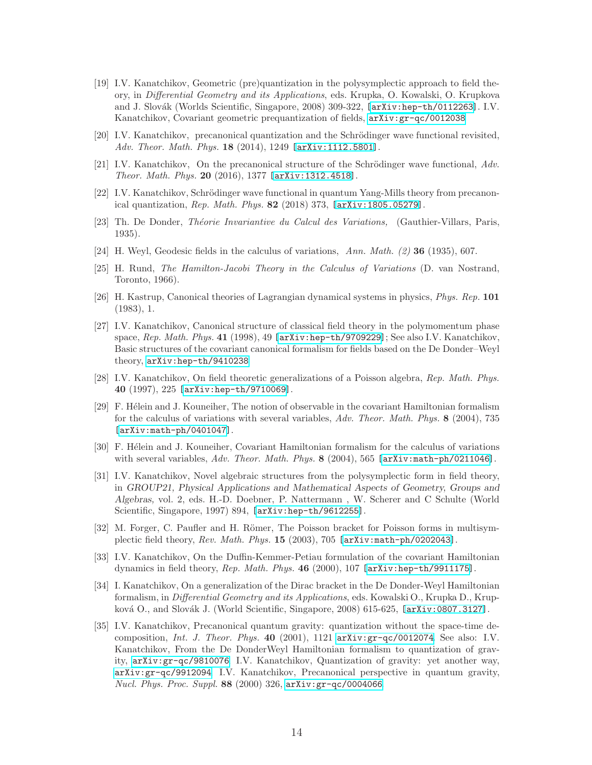[19] I.V. Kanatchikov, Geometric (pre)quantization in the polysymplectic approach to field theory, in *Differential Geometry and its Applications*, eds. Krupka, O. Kowalski, O. Krupkova and J. Slovák (Worlds Scientific, Singapore, 2008) 309-322, [arXiv:hep-th/0112263]. I.V. Kanatchikov, Covariant geometric prequantization of fields, arXiv:gr-qc/0012038

[20] I.V. Kanatchikov, precanonical quantization and the Schrödinger wave functional revisited, *Adv. Theor. Math. Phys.* **18** (2014), 1249 [arXiv:1112.5801].

[21] I.V. Kanatchikov, On the precanonical structure of the Schrödinger wave functional, *Adv. Theor. Math. Phys.* **20** (2016), 1377 [arXiv:1312.4518].

[22] I.V. Kanatchikov, Schrödinger wave functional in quantum Yang-Mills theory from precanonical quantization, *Rep. Math. Phys.* **82** (2018) 373, [arXiv:1805.05279].

[23] Th. De Donder, *Théorie Invariantive du Calcul des Variations,* (Gauthier-Villars, Paris, 1935).

[24] H. Weyl, Geodesic fields in the calculus of variations, *Ann. Math. (2)* **36** (1935), 607.

[25] H. Rund, *The Hamilton-Jacobi Theory in the Calculus of Variations* (D. van Nostrand, Toronto, 1966).

[26] H. Kastrup, Canonical theories of Lagrangian dynamical systems in physics, *Phys. Rep.* **101** (1983), 1.

[27] I.V. Kanatchikov, Canonical structure of classical field theory in the polymomentum phase space, *Rep. Math. Phys.* **41** (1998), 49 [arXiv:hep-th/9709229]; See also I.V. Kanatchikov, Basic structures of the covariant canonical formalism for fields based on the De Donder–Weyl theory, arXiv:hep-th/9410238

[28] I.V. Kanatchikov, On field theoretic generalizations of a Poisson algebra, *Rep. Math. Phys.* **40** (1997), 225 [arXiv:hep-th/9710069].

[29] F. Hélein and J. Kouneiher, The notion of observable in the covariant Hamiltonian formalism for the calculus of variations with several variables, *Adv. Theor. Math. Phys.* **8** (2004), 735 [arXiv:math-ph/0401047].

[30] F. Hélein and J. Kouneiher, Covariant Hamiltonian formalism for the calculus of variations with several variables, *Adv. Theor. Math. Phys.* **8** (2004), 565 [arXiv:math-ph/0211046].

[31] I.V. Kanatchikov, Novel algebraic structures from the polysymplectic form in field theory, in *GROUP21, Physical Applications and Mathematical Aspects of Geometry, Groups and Algebras*, vol. 2, eds. H.-D. Doebner, P. Nattermann , W. Scherer and C Schulte (World Scientific, Singapore, 1997) 894, [arXiv:hep-th/9612255].

[32] M. Forger, C. Paufler and H. Römer, The Poisson bracket for Poisson forms in multisymplectic field theory, *Rev. Math. Phys.* **15** (2003), 705 [arXiv:math-ph/0202043].

[33] I.V. Kanatchikov, On the Duffin-Kemmer-Petiau formulation of the covariant Hamiltonian dynamics in field theory, *Rep. Math. Phys.* **46** (2000), 107 [arXiv:hep-th/9911175].

[34] I. Kanatchikov, On a generalization of the Dirac bracket in the De Donder-Weyl Hamiltonian formalism, in *Differential Geometry and its Applications*, eds. Kowalski O., Krupka D., Krupková O., and Slovák J. (World Scientific, Singapore, 2008) 615-625, [arXiv:0807.3127].

[35] I.V. Kanatchikov, Precanonical quantum gravity: quantization without the space-time decomposition, *Int. J. Theor. Phys.* **40** (2001), 1121 arXiv:gr-qc/0012074. See also: I.V. Kanatchikov, From the De DonderWeyl Hamiltonian formalism to quantization of gravity, arXiv:gr-qc/9810076. I.V. Kanatchikov, Quantization of gravity: yet another way, arXiv:gr-qc/9912094. I.V. Kanatchikov, Precanonical perspective in quantum gravity, *Nucl. Phys. Proc. Suppl.* **88** (2000) 326, arXiv:gr-qc/0004066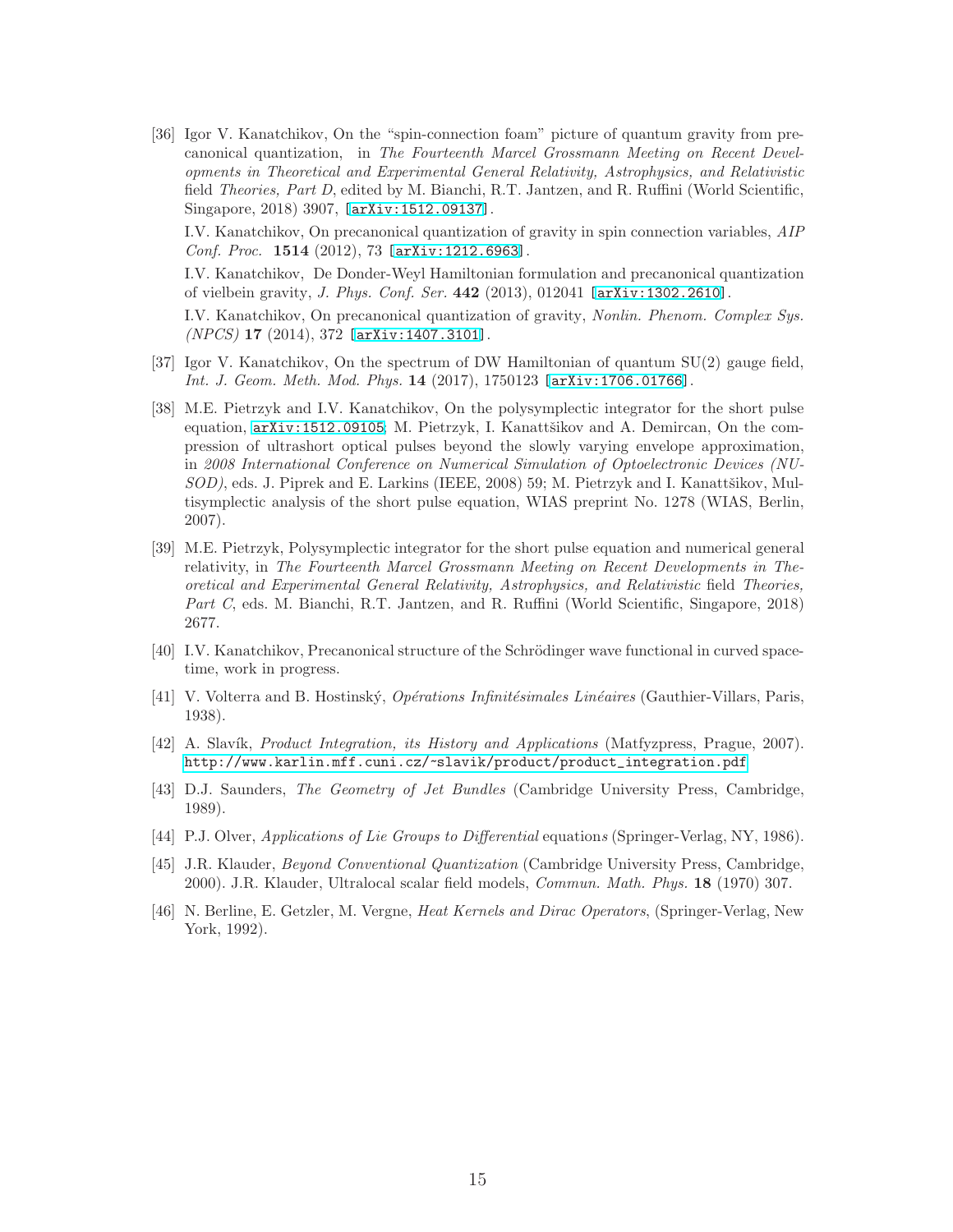[36] Igor V. Kanatchikov, On the "spin-connection foam" picture of quantum gravity from precanonical quantization, in *The Fourteenth Marcel Grossmann Meeting on Recent Developments in Theoretical and Experimental General Relativity, Astrophysics, and Relativistic* field *Theories, Part D*, edited by M. Bianchi, R.T. Jantzen, and R. Ruffini (World Scientific, Singapore, 2018) 3907, [arXiv:1512.09137].

I.V. Kanatchikov, On precanonical quantization of gravity in spin connection variables, *AIP Conf. Proc.* **1514** (2012), 73 [arXiv:1212.6963].

I.V. Kanatchikov, De Donder-Weyl Hamiltonian formulation and precanonical quantization of vielbein gravity, *J. Phys. Conf. Ser.* **442** (2013), 012041 [arXiv:1302.2610].

I.V. Kanatchikov, On precanonical quantization of gravity, *Nonlin. Phenom. Complex Sys. (NPCS)* **17** (2014), 372 [arXiv:1407.3101].

[37] Igor V. Kanatchikov, On the spectrum of DW Hamiltonian of quantum SU(2) gauge field, *Int. J. Geom. Meth. Mod. Phys.* **14** (2017), 1750123 [arXiv:1706.01766].

[38] M.E. Pietrzyk and I.V. Kanatchikov, On the polysymplectic integrator for the short pulse equation, arXiv:1512.09105; M. Pietrzyk, I. Kanattšikov and A. Demircan, On the compression of ultrashort optical pulses beyond the slowly varying envelope approximation, in *2008 International Conference on Numerical Simulation of Optoelectronic Devices (NUSOD)*, eds. J. Piprek and E. Larkins (IEEE, 2008) 59; M. Pietrzyk and I. Kanattšikov, Multisymplectic analysis of the short pulse equation, WIAS preprint No. 1278 (WIAS, Berlin, 2007).

[39] M.E. Pietrzyk, Polysymplectic integrator for the short pulse equation and numerical general relativity, in *The Fourteenth Marcel Grossmann Meeting on Recent Developments in Theoretical and Experimental General Relativity, Astrophysics, and Relativistic* field *Theories, Part C*, eds. M. Bianchi, R.T. Jantzen, and R. Ruffini (World Scientific, Singapore, 2018) 2677.

[40] I.V. Kanatchikov, Precanonical structure of the Schrödinger wave functional in curved spacetime, work in progress.

[41] V. Volterra and B. Hostinský, *Opérations Infinitésimales Linéaires* (Gauthier-Villars, Paris, 1938).

[42] A. Slavík, *Product Integration, its History and Applications* (Matfyzpress, Prague, 2007). http://www.karlin.mff.cuni.cz/~slavik/product/product_integration.pdf

[43] D.J. Saunders, *The Geometry of Jet Bundles* (Cambridge University Press, Cambridge, 1989).

[44] P.J. Olver, *Applications of Lie Groups to Differential* equations (Springer-Verlag, NY, 1986).

[45] J.R. Klauder, *Beyond Conventional Quantization* (Cambridge University Press, Cambridge, 2000). J.R. Klauder, Ultralocal scalar field models, *Commun. Math. Phys.* **18** (1970) 307.

[46] N. Berline, E. Getzler, M. Vergne, *Heat Kernels and Dirac Operators*, (Springer-Verlag, New York, 1992).